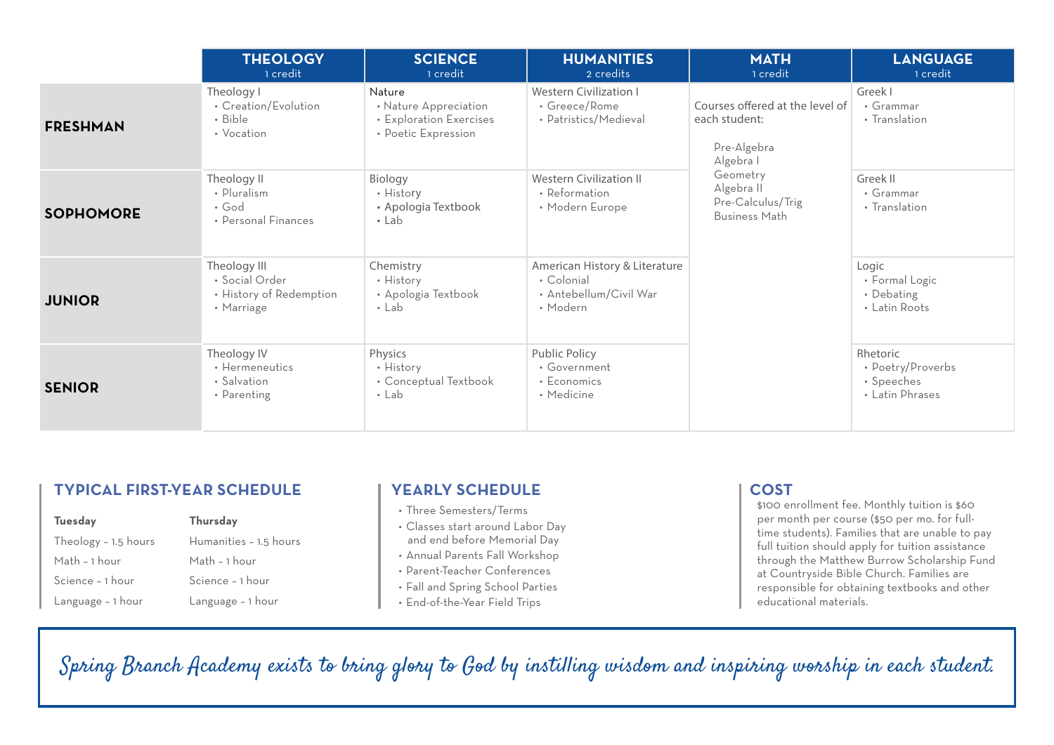| | THEOLOGY 1 credit | SCIENCE 1 credit | HUMANITIES 2 credits | MATH 1 credit | LANGUAGE 1 credit |
|---|---|---|---|---|---|
| **FRESHMAN** | Theology I<br>• Creation/Evolution<br>• Bible<br>• Vocation | Nature<br>• Nature Appreciation<br>• Exploration Exercises<br>• Poetic Expression | Western Civilization I<br>• Greece/Rome<br>• Patristics/Medieval | Courses offered at the level of each student:<br>Pre-Algebra<br>Algebra I<br>Geometry<br>Algebra II<br>Pre-Calculus/Trig<br>Business Math | Greek I<br>• Grammar<br>• Translation |
| **SOPHOMORE** | Theology II<br>• Pluralism<br>• God<br>• Personal Finances | Biology<br>• History<br>• Apologia Textbook<br>• Lab | Western Civilization II<br>• Reformation<br>• Modern Europe | | Greek II<br>• Grammar<br>• Translation |
| **JUNIOR** | Theology III<br>• Social Order<br>• History of Redemption<br>• Marriage | Chemistry<br>• History<br>• Apologia Textbook<br>• Lab | American History & Literature<br>• Colonial<br>• Antebellum/Civil War<br>• Modern | | Logic<br>• Formal Logic<br>• Debating<br>• Latin Roots |
| **SENIOR** | Theology IV<br>• Hermeneutics<br>• Salvation<br>• Parenting | Physics<br>• History<br>• Conceptual Textbook<br>• Lab | Public Policy<br>• Government<br>• Economics<br>• Medicine | | Rhetoric<br>• Poetry/Proverbs<br>• Speeches<br>• Latin Phrases |

## TYPICAL FIRST-YEAR SCHEDULE

| **Tuesday** | **Thursday** |
|---|---|
| Theology – 1.5 hours | Humanities – 1.5 hours |
| Math – 1 hour | Math – 1 hour |
| Science – 1 hour | Science – 1 hour |
| Language – 1 hour | Language – 1 hour |

## YEARLY SCHEDULE

- Three Semesters/Terms
- Classes start around Labor Day and end before Memorial Day
- Annual Parents Fall Workshop
- Parent-Teacher Conferences
- Fall and Spring School Parties
- End-of-the-Year Field Trips

## COST

$100 enrollment fee. Monthly tuition is $60 per month per course ($50 per mo. for full-time students). Families that are unable to pay full tuition should apply for tuition assistance through the Matthew Burrow Scholarship Fund at Countryside Bible Church. Families are responsible for obtaining textbooks and other educational materials.

*Spring Branch Academy exists to bring glory to God by instilling wisdom and inspiring worship in each student.*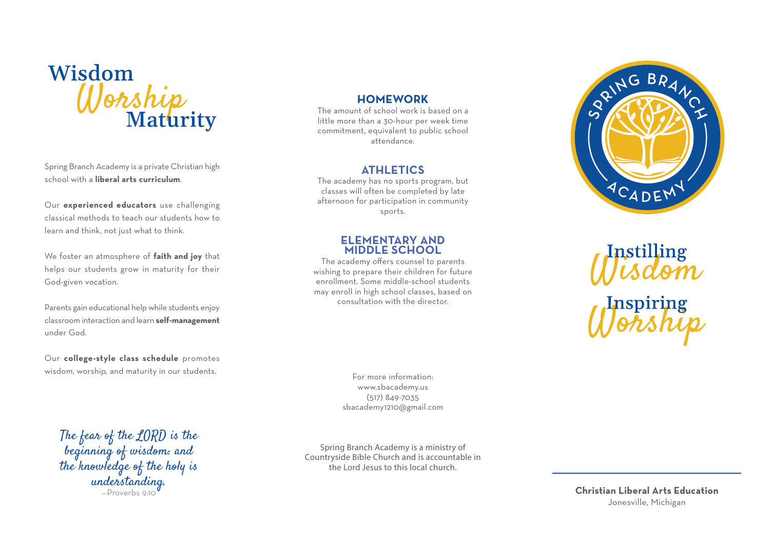# Wisdom *Worship* Maturity

Spring Branch Academy is a private Christian high school with a **liberal arts curriculum**.

Our **experienced educators** use challenging classical methods to teach our students how to learn and think, not just what to think.

We foster an atmosphere of **faith and joy** that helps our students grow in maturity for their God-given vocation.

Parents gain educational help while students enjoy classroom interaction and learn **self-management** under God.

Our **college-style class schedule** promotes wisdom, worship, and maturity in our students.

*The fear of the LORD is the beginning of wisdom: and the knowledge of the holy is understanding.*
—Proverbs 9:10

## HOMEWORK

The amount of school work is based on a little more than a 30-hour per week time commitment, equivalent to public school attendance.

## ATHLETICS

The academy has no sports program, but classes will often be completed by late afternoon for participation in community sports.

## ELEMENTARY AND MIDDLE SCHOOL

The academy offers counsel to parents wishing to prepare their children for future enrollment. Some middle-school students may enroll in high school classes, based on consultation with the director.

For more information:
www.sbacademy.us
(517) 849-7035
sbacademy1210@gmail.com

Spring Branch Academy is a ministry of Countryside Bible Church and is accountable in the Lord Jesus to this local church.

SPRING BRANCH ACADEMY

Instilling *Wisdom*

Inspiring *Worship*

**Christian Liberal Arts Education**
Jonesville, Michigan